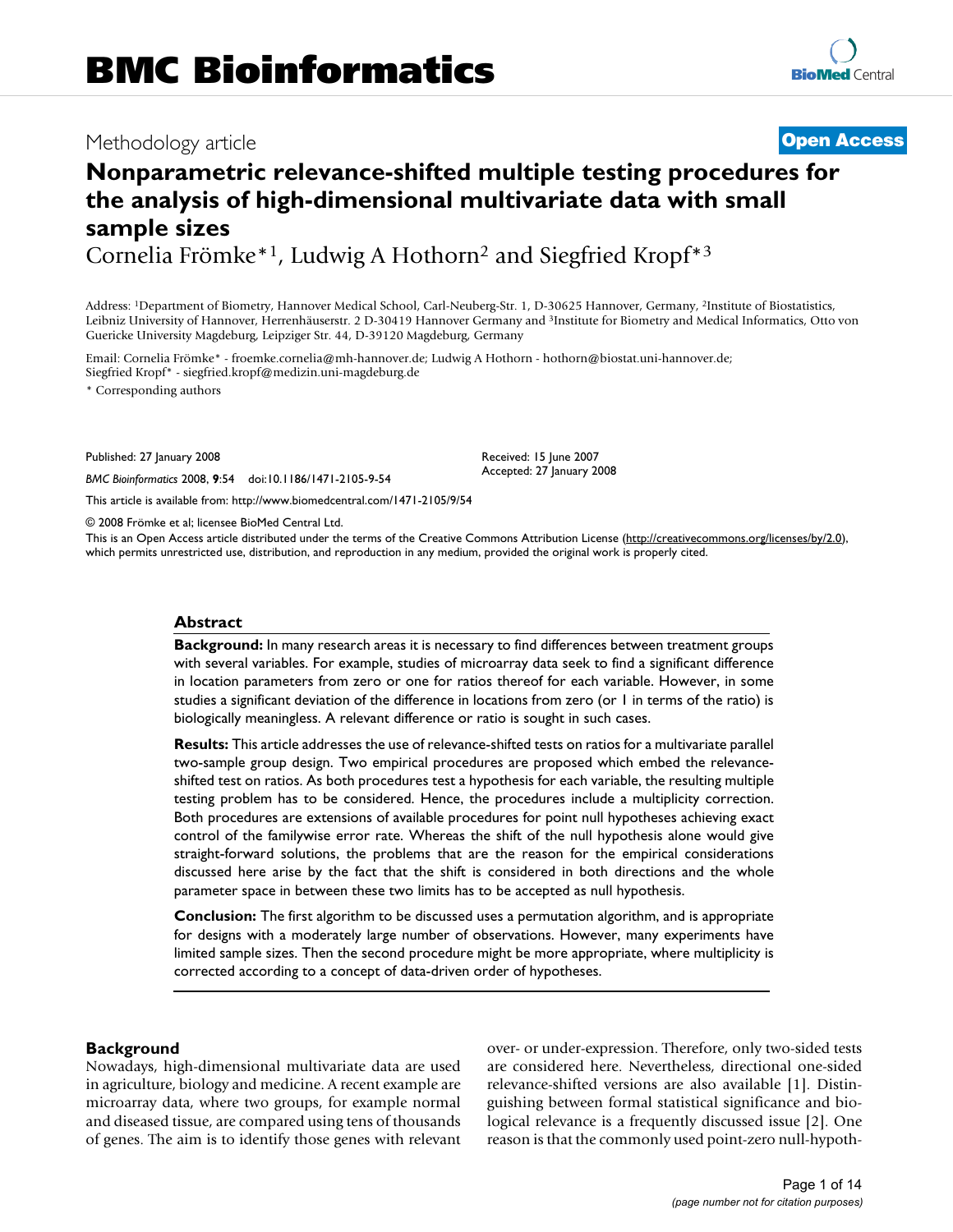# BMC Bioinformatics

Methodology article

**Open Access**

# Nonparametric relevance-shifted multiple testing procedures for the analysis of high-dimensional multivariate data with small sample sizes

Cornelia Frömke*[1], Ludwig A Hothorn[2] and Siegfried Kropf*[3]

Address: [1]Department of Biometry, Hannover Medical School, Carl-Neuberg-Str. 1, D-30625 Hannover, Germany, [2]Institute of Biostatistics, Leibniz University of Hannover, Herrenhäuserstr. 2 D-30419 Hannover Germany and [3]Institute for Biometry and Medical Informatics, Otto von Guericke University Magdeburg, Leipziger Str. 44, D-39120 Magdeburg, Germany

Email: Cornelia Frömke* - froemke.cornelia@mh-hannover.de; Ludwig A Hothorn - hothorn@biostat.uni-hannover.de; Siegfried Kropf* - siegfried.kropf@medizin.uni-magdeburg.de

\* Corresponding authors

Published: 27 January 2008

*BMC Bioinformatics* 2008, **9**:54 doi:10.1186/1471-2105-9-54

Received: 15 June 2007
Accepted: 27 January 2008

This article is available from: http://www.biomedcentral.com/1471-2105/9/54

© 2008 Frömke et al; licensee BioMed Central Ltd.

This is an Open Access article distributed under the terms of the Creative Commons Attribution License (http://creativecommons.org/licenses/by/2.0), which permits unrestricted use, distribution, and reproduction in any medium, provided the original work is properly cited.

## Abstract

**Background:** In many research areas it is necessary to find differences between treatment groups with several variables. For example, studies of microarray data seek to find a significant difference in location parameters from zero or one for ratios thereof for each variable. However, in some studies a significant deviation of the difference in locations from zero (or 1 in terms of the ratio) is biologically meaningless. A relevant difference or ratio is sought in such cases.

**Results:** This article addresses the use of relevance-shifted tests on ratios for a multivariate parallel two-sample group design. Two empirical procedures are proposed which embed the relevance-shifted test on ratios. As both procedures test a hypothesis for each variable, the resulting multiple testing problem has to be considered. Hence, the procedures include a multiplicity correction. Both procedures are extensions of available procedures for point null hypotheses achieving exact control of the familywise error rate. Whereas the shift of the null hypothesis alone would give straight-forward solutions, the problems that are the reason for the empirical considerations discussed here arise by the fact that the shift is considered in both directions and the whole parameter space in between these two limits has to be accepted as null hypothesis.

**Conclusion:** The first algorithm to be discussed uses a permutation algorithm, and is appropriate for designs with a moderately large number of observations. However, many experiments have limited sample sizes. Then the second procedure might be more appropriate, where multiplicity is corrected according to a concept of data-driven order of hypotheses.

## Background

Nowadays, high-dimensional multivariate data are used in agriculture, biology and medicine. A recent example are microarray data, where two groups, for example normal and diseased tissue, are compared using tens of thousands of genes. The aim is to identify those genes with relevant over- or under-expression. Therefore, only two-sided tests are considered here. Nevertheless, directional one-sided relevance-shifted versions are also available [1]. Distinguishing between formal statistical significance and biological relevance is a frequently discussed issue [2]. One reason is that the commonly used point-zero null-hypoth-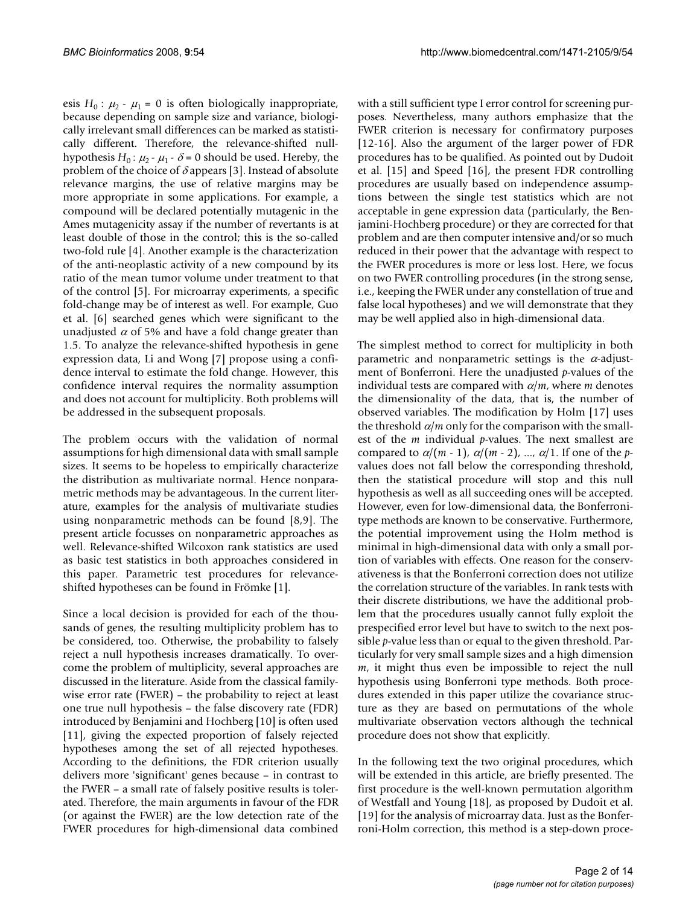esis $H_0 : \mu_2 - \mu_1 = 0$ is often biologically inappropriate, because depending on sample size and variance, biologically irrelevant small differences can be marked as statistically different. Therefore, the relevance-shifted null-hypothesis $H_0 : \mu_2 - \mu_1 - \delta = 0$ should be used. Hereby, the problem of the choice of $\delta$ appears [3]. Instead of absolute relevance margins, the use of relative margins may be more appropriate in some applications. For example, a compound will be declared potentially mutagenic in the Ames mutagenicity assay if the number of revertants is at least double of those in the control; this is the so-called two-fold rule [4]. Another example is the characterization of the anti-neoplastic activity of a new compound by its ratio of the mean tumor volume under treatment to that of the control [5]. For microarray experiments, a specific fold-change may be of interest as well. For example, Guo et al. [6] searched genes which were significant to the unadjusted $\alpha$ of 5% and have a fold change greater than 1.5. To analyze the relevance-shifted hypothesis in gene expression data, Li and Wong [7] propose using a confidence interval to estimate the fold change. However, this confidence interval requires the normality assumption and does not account for multiplicity. Both problems will be addressed in the subsequent proposals.

The problem occurs with the validation of normal assumptions for high dimensional data with small sample sizes. It seems to be hopeless to empirically characterize the distribution as multivariate normal. Hence nonparametric methods may be advantageous. In the current literature, examples for the analysis of multivariate studies using nonparametric methods can be found [8,9]. The present article focusses on nonparametric approaches as well. Relevance-shifted Wilcoxon rank statistics are used as basic test statistics in both approaches considered in this paper. Parametric test procedures for relevance-shifted hypotheses can be found in Frömke [1].

Since a local decision is provided for each of the thousands of genes, the resulting multiplicity problem has to be considered, too. Otherwise, the probability to falsely reject a null hypothesis increases dramatically. To overcome the problem of multiplicity, several approaches are discussed in the literature. Aside from the classical family-wise error rate (FWER) – the probability to reject at least one true null hypothesis – the false discovery rate (FDR) introduced by Benjamini and Hochberg [10] is often used [11], giving the expected proportion of falsely rejected hypotheses among the set of all rejected hypotheses. According to the definitions, the FDR criterion usually delivers more 'significant' genes because – in contrast to the FWER – a small rate of falsely positive results is tolerated. Therefore, the main arguments in favour of the FDR (or against the FWER) are the low detection rate of the FWER procedures for high-dimensional data combined with a still sufficient type I error control for screening purposes. Nevertheless, many authors emphasize that the FWER criterion is necessary for confirmatory purposes [12-16]. Also the argument of the larger power of FDR procedures has to be qualified. As pointed out by Dudoit et al. [15] and Speed [16], the present FDR controlling procedures are usually based on independence assumptions between the single test statistics which are not acceptable in gene expression data (particularly, the Benjamini-Hochberg procedure) or they are corrected for that problem and are then computer intensive and/or so much reduced in their power that the advantage with respect to the FWER procedures is more or less lost. Here, we focus on two FWER controlling procedures (in the strong sense, i.e., keeping the FWER under any constellation of true and false local hypotheses) and we will demonstrate that they may be well applied also in high-dimensional data.

The simplest method to correct for multiplicity in both parametric and nonparametric settings is the $\alpha$-adjustment of Bonferroni. Here the unadjusted *p*-values of the individual tests are compared with $\alpha/m$, where $m$ denotes the dimensionality of the data, that is, the number of observed variables. The modification by Holm [17] uses the threshold $\alpha/m$ only for the comparison with the smallest of the $m$ individual *p*-values. The next smallest are compared to $\alpha/(m - 1)$, $\alpha/(m - 2)$, ..., $\alpha/1$. If one of the *p*-values does not fall below the corresponding threshold, then the statistical procedure will stop and this null hypothesis as well as all succeeding ones will be accepted. However, even for low-dimensional data, the Bonferroni-type methods are known to be conservative. Furthermore, the potential improvement using the Holm method is minimal in high-dimensional data with only a small portion of variables with effects. One reason for the conservativeness is that the Bonferroni correction does not utilize the correlation structure of the variables. In rank tests with their discrete distributions, we have the additional problem that the procedures usually cannot fully exploit the prespecified error level but have to switch to the next possible *p*-value less than or equal to the given threshold. Particularly for very small sample sizes and a high dimension $m$, it might thus even be impossible to reject the null hypothesis using Bonferroni type methods. Both procedures extended in this paper utilize the covariance structure as they are based on permutations of the whole multivariate observation vectors although the technical procedure does not show that explicitly.

In the following text the two original procedures, which will be extended in this article, are briefly presented. The first procedure is the well-known permutation algorithm of Westfall and Young [18], as proposed by Dudoit et al. [19] for the analysis of microarray data. Just as the Bonferroni-Holm correction, this method is a step-down proce-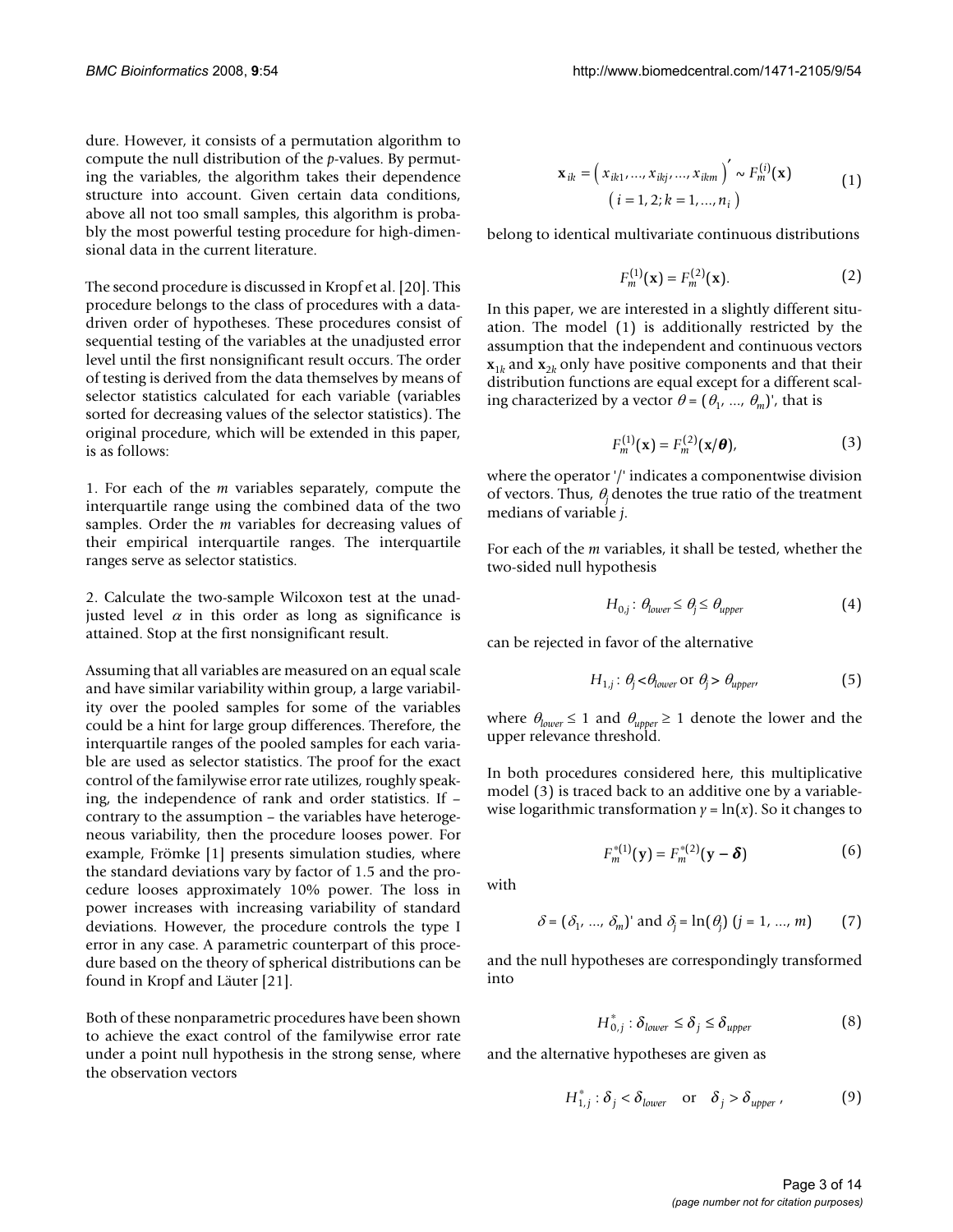dure. However, it consists of a permutation algorithm to compute the null distribution of the *p*-values. By permuting the variables, the algorithm takes their dependence structure into account. Given certain data conditions, above all not too small samples, this algorithm is probably the most powerful testing procedure for high-dimensional data in the current literature.

The second procedure is discussed in Kropf et al. [20]. This procedure belongs to the class of procedures with a data-driven order of hypotheses. These procedures consist of sequential testing of the variables at the unadjusted error level until the first nonsignificant result occurs. The order of testing is derived from the data themselves by means of selector statistics calculated for each variable (variables sorted for decreasing values of the selector statistics). The original procedure, which will be extended in this paper, is as follows:

1. For each of the $m$ variables separately, compute the interquartile range using the combined data of the two samples. Order the $m$ variables for decreasing values of their empirical interquartile ranges. The interquartile ranges serve as selector statistics.

2. Calculate the two-sample Wilcoxon test at the unadjusted level $\alpha$ in this order as long as significance is attained. Stop at the first nonsignificant result.

Assuming that all variables are measured on an equal scale and have similar variability within group, a large variability over the pooled samples for some of the variables could be a hint for large group differences. Therefore, the interquartile ranges of the pooled samples for each variable are used as selector statistics. The proof for the exact control of the familywise error rate utilizes, roughly speaking, the independence of rank and order statistics. If – contrary to the assumption – the variables have heterogeneous variability, then the procedure looses power. For example, Frömke [1] presents simulation studies, where the standard deviations vary by factor of 1.5 and the procedure looses approximately 10% power. The loss in power increases with increasing variability of standard deviations. However, the procedure controls the type I error in any case. A parametric counterpart of this procedure based on the theory of spherical distributions can be found in Kropf and Läuter [21].

Both of these nonparametric procedures have been shown to achieve the exact control of the familywise error rate under a point null hypothesis in the strong sense, where the observation vectors

$$\mathbf{x}_{ik} = \left( x_{ik1}, \ldots, x_{ikj}, \ldots, x_{ikm} \right)' \sim F_m^{(i)}(\mathbf{x}) \quad \left( i = 1, 2; k = 1, \ldots, n_i \right) \tag{1}$$

belong to identical multivariate continuous distributions

$$F_m^{(1)}(\mathbf{x}) = F_m^{(2)}(\mathbf{x}). \tag{2}$$

In this paper, we are interested in a slightly different situation. The model (1) is additionally restricted by the assumption that the independent and continuous vectors $\mathbf{x}_{1k}$ and $\mathbf{x}_{2k}$ only have positive components and that their distribution functions are equal except for a different scaling characterized by a vector $\theta = (\theta_1, \ldots, \theta_m)'$, that is

$$F_m^{(1)}(\mathbf{x}) = F_m^{(2)}(\mathbf{x}/\boldsymbol{\theta}), \tag{3}$$

where the operator '/' indicates a componentwise division of vectors. Thus, $\theta_j$ denotes the true ratio of the treatment medians of variable $j$.

For each of the $m$ variables, it shall be tested, whether the two-sided null hypothesis

$$H_{0,j}: \theta_{lower} \leq \theta_j \leq \theta_{upper} \tag{4}$$

can be rejected in favor of the alternative

$$H_{1,j}: \theta_j < \theta_{lower} \text{ or } \theta_j > \theta_{upper}, \tag{5}$$

where $\theta_{lower} \leq 1$ and $\theta_{upper} \geq 1$ denote the lower and the upper relevance threshold.

In both procedures considered here, this multiplicative model (3) is traced back to an additive one by a variable-wise logarithmic transformation $y = \ln(x)$. So it changes to

$$F_m^{*(1)}(\mathbf{y}) = F_m^{*(2)}(\mathbf{y} - \boldsymbol{\delta}) \tag{6}$$

with

$$\delta = (\delta_1, \ldots, \delta_m)' \text{ and } \delta_j = \ln(\theta_j) \; (j = 1, \ldots, m) \tag{7}$$

and the null hypotheses are correspondingly transformed into

$$H_{0,j}^*: \delta_{lower} \leq \delta_j \leq \delta_{upper} \tag{8}$$

and the alternative hypotheses are given as

$$H_{1,j}^*: \delta_j < \delta_{lower} \quad \text{or} \quad \delta_j > \delta_{upper}, \tag{9}$$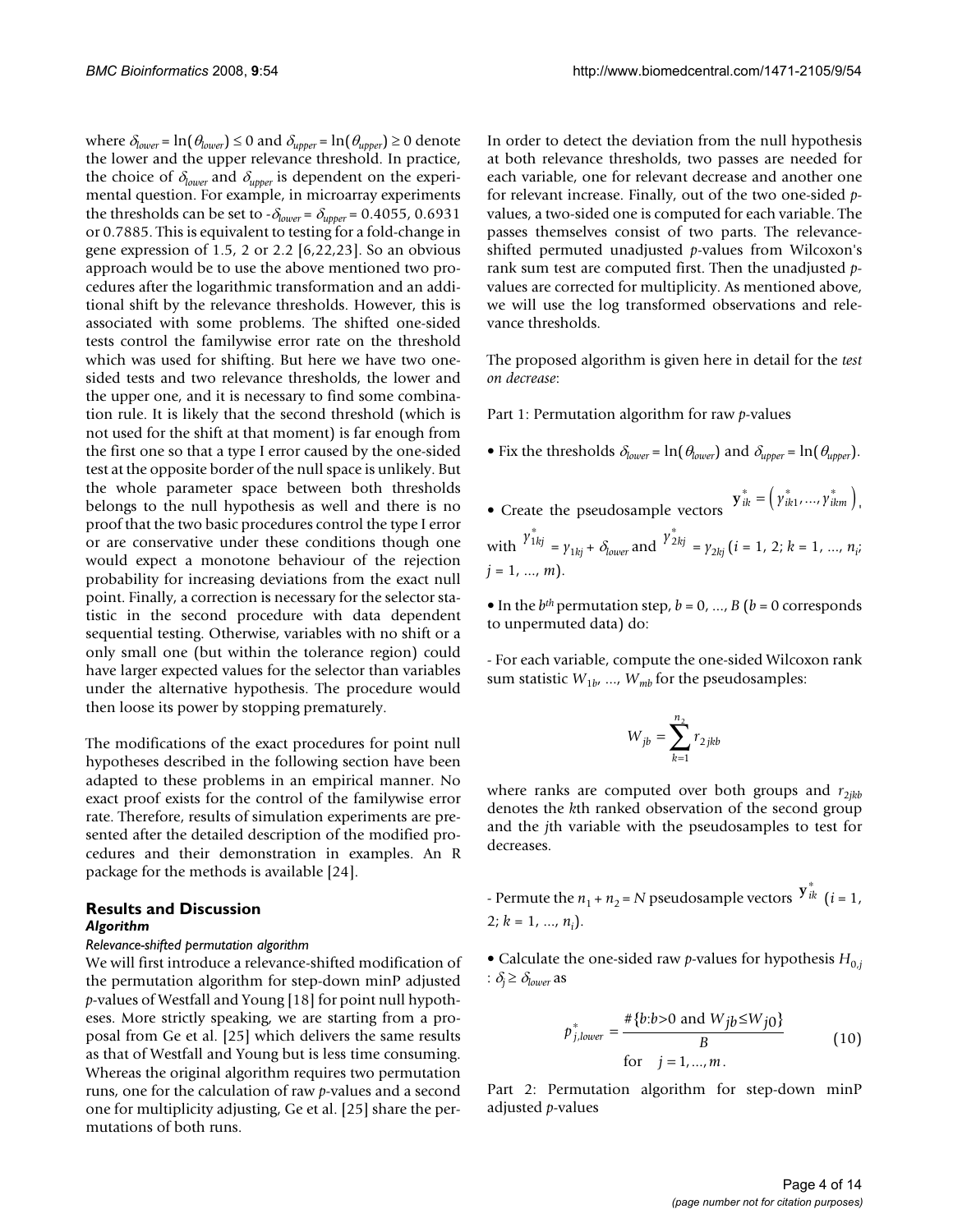where $\delta_{lower} = \ln(\theta_{lower}) \le 0$ and $\delta_{upper} = \ln(\theta_{upper}) \ge 0$ denote the lower and the upper relevance threshold. In practice, the choice of $\delta_{lower}$ and $\delta_{upper}$ is dependent on the experimental question. For example, in microarray experiments the thresholds can be set to $-\delta_{lower} = \delta_{upper} = 0.4055$, 0.6931 or 0.7885. This is equivalent to testing for a fold-change in gene expression of 1.5, 2 or 2.2 [6,22,23]. So an obvious approach would be to use the above mentioned two procedures after the logarithmic transformation and an additional shift by the relevance thresholds. However, this is associated with some problems. The shifted one-sided tests control the familywise error rate on the threshold which was used for shifting. But here we have two one-sided tests and two relevance thresholds, the lower and the upper one, and it is necessary to find some combination rule. It is likely that the second threshold (which is not used for the shift at that moment) is far enough from the first one so that a type I error caused by the one-sided test at the opposite border of the null space is unlikely. But the whole parameter space between both thresholds belongs to the null hypothesis as well and there is no proof that the two basic procedures control the type I error or are conservative under these conditions though one would expect a monotone behaviour of the rejection probability for increasing deviations from the exact null point. Finally, a correction is necessary for the selector statistic in the second procedure with data dependent sequential testing. Otherwise, variables with no shift or a only small one (but within the tolerance region) could have larger expected values for the selector than variables under the alternative hypothesis. The procedure would then loose its power by stopping prematurely.

The modifications of the exact procedures for point null hypotheses described in the following section have been adapted to these problems in an empirical manner. No exact proof exists for the control of the familywise error rate. Therefore, results of simulation experiments are presented after the detailed description of the modified procedures and their demonstration in examples. An R package for the methods is available [24].

## Results and Discussion

### Algorithm

#### *Relevance-shifted permutation algorithm*

We will first introduce a relevance-shifted modification of the permutation algorithm for step-down minP adjusted *p*-values of Westfall and Young [18] for point null hypotheses. More strictly speaking, we are starting from a proposal from Ge et al. [25] which delivers the same results as that of Westfall and Young but is less time consuming. Whereas the original algorithm requires two permutation runs, one for the calculation of raw *p*-values and a second one for multiplicity adjusting, Ge et al. [25] share the permutations of both runs.

In order to detect the deviation from the null hypothesis at both relevance thresholds, two passes are needed for each variable, one for relevant decrease and another one for relevant increase. Finally, out of the two one-sided *p*-values, a two-sided one is computed for each variable. The passes themselves consist of two parts. The relevance-shifted permuted unadjusted *p*-values from Wilcoxon's rank sum test are computed first. Then the unadjusted *p*-values are corrected for multiplicity. As mentioned above, we will use the log transformed observations and relevance thresholds.

The proposed algorithm is given here in detail for the *test on decrease*:

Part 1: Permutation algorithm for raw *p*-values

• Fix the thresholds $\delta_{lower} = \ln(\theta_{lower})$ and $\delta_{upper} = \ln(\theta_{upper})$.

• Create the pseudosample vectors $\mathbf{y}^*_{ik} = \left(y^*_{ik1}, \ldots, y^*_{ikm}\right)$, with $y^*_{1kj} = y_{1kj} + \delta_{lower}$ and $y^*_{2kj} = y_{2kj}$ ($i = 1, 2$; $k = 1, \ldots, n_i$; $j = 1, \ldots, m$).

• In the $b^{th}$ permutation step, $b = 0, \ldots, B$ ($b = 0$ corresponds to unpermuted data) do:

- For each variable, compute the one-sided Wilcoxon rank sum statistic $W_{1b}, \ldots, W_{mb}$ for the pseudosamples:

$$W_{jb} = \sum_{k=1}^{n_2} r_{2jkb}$$

where ranks are computed over both groups and $r_{2jkb}$ denotes the $k$th ranked observation of the second group and the $j$th variable with the pseudosamples to test for decreases.

- Permute the $n_1 + n_2 = N$ pseudosample vectors $\mathbf{y}^*_{ik}$ ($i = 1, 2$; $k = 1, \ldots, n_i$).

• Calculate the one-sided raw *p*-values for hypothesis $H_{0,j} : \delta_j \ge \delta_{lower}$ as

$$p^*_{j,lower} = \frac{\#\{b: b > 0 \text{ and } W_{jb} \le W_{j0}\}}{B} \quad \text{for} \quad j = 1, \ldots, m. \tag{10}$$

Part 2: Permutation algorithm for step-down minP adjusted *p*-values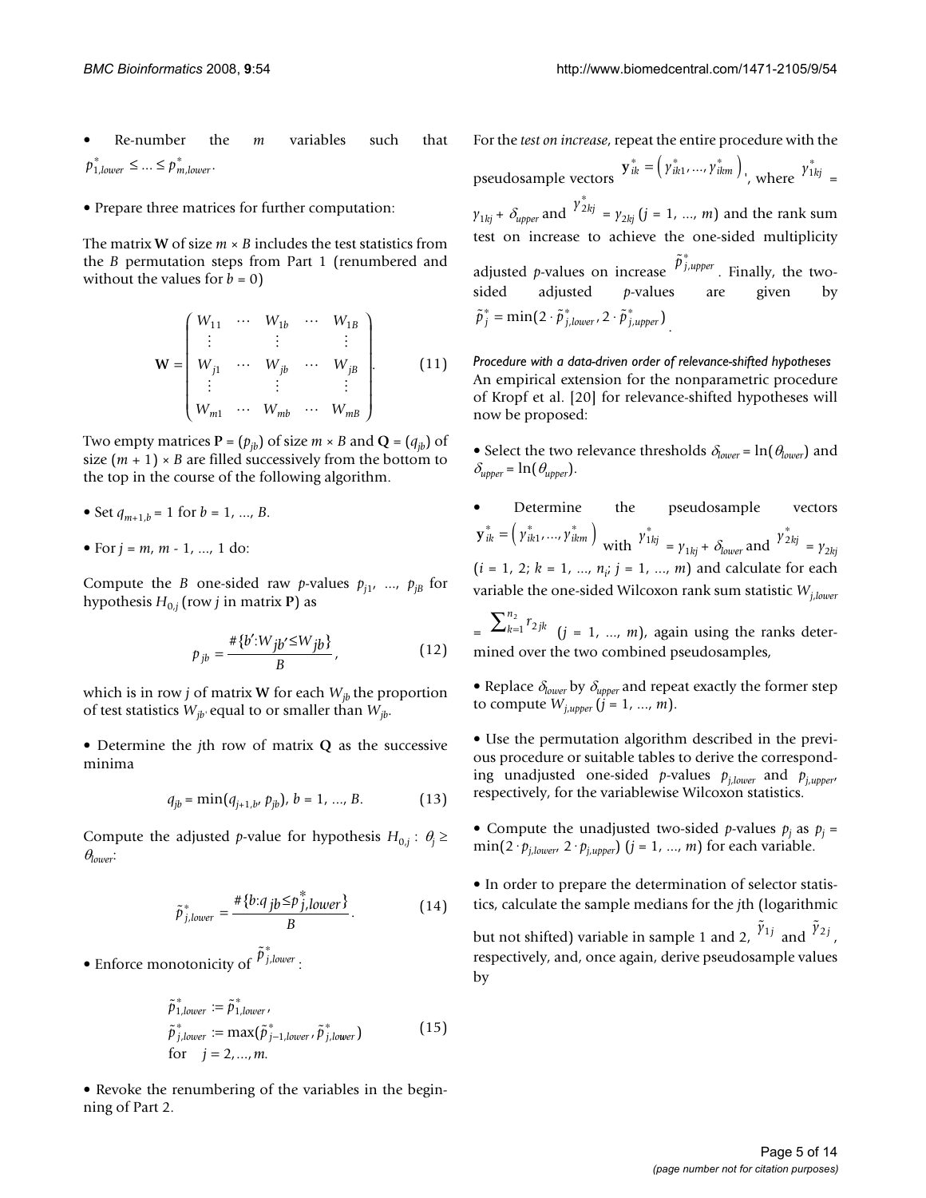- Re-number the $m$ variables such that $p^*_{1,lower} \leq ... \leq p^*_{m,lower}$.

- Prepare three matrices for further computation:

The matrix $\mathbf{W}$ of size $m \times B$ includes the test statistics from the $B$ permutation steps from Part 1 (renumbered and without the values for $b = 0$)

$$\mathbf{W} = \begin{pmatrix} W_{11} & \cdots & W_{1b} & \cdots & W_{1B} \\ \vdots & & \vdots & & \vdots \\ W_{j1} & \cdots & W_{jb} & \cdots & W_{jB} \\ \vdots & & \vdots & & \vdots \\ W_{m1} & \cdots & W_{mb} & \cdots & W_{mB} \end{pmatrix}. \quad (11)$$

Two empty matrices $\mathbf{P} = (p_{jb})$ of size $m \times B$ and $\mathbf{Q} = (q_{jb})$ of size $(m + 1) \times B$ are filled successively from the bottom to the top in the course of the following algorithm.

- Set $q_{m+1,b} = 1$ for $b = 1, ..., B$.

- For $j = m, m - 1, ..., 1$ do:

Compute the $B$ one-sided raw $p$-values $p_{j1}, ..., p_{jB}$ for hypothesis $H_{0,j}$ (row $j$ in matrix $\mathbf{P}$) as

$$p_{jb} = \frac{\#\{b' : W_{jb'} \leq W_{jb}\}}{B}, \quad (12)$$

which is in row $j$ of matrix $\mathbf{W}$ for each $W_{jb}$ the proportion of test statistics $W_{jb'}$ equal to or smaller than $W_{jb}$.

- Determine the $j$th row of matrix $\mathbf{Q}$ as the successive minima

$$q_{jb} = \min(q_{j+1,b}, p_{jb}), \; b = 1, ..., B. \quad (13)$$

Compute the adjusted $p$-value for hypothesis $H_{0,j}: \theta_j \geq \theta_{lower}$:

$$\tilde{p}^*_{j,lower} = \frac{\#\{b : q_{jb} \leq p^*_{j,lower}\}}{B}. \quad (14)$$

- Enforce monotonicity of $\tilde{p}^*_{j,lower}$:

$$\begin{aligned} &\tilde{p}^*_{1,lower} := \tilde{p}^*_{1,lower}, \\ &\tilde{p}^*_{j,lower} := \max(\tilde{p}^*_{j-1,lower}, \tilde{p}^*_{j,lower}) \\ &\text{for} \quad j = 2, ..., m. \end{aligned} \quad (15)$$

- Revoke the renumbering of the variables in the beginning of Part 2.

For the *test on increase*, repeat the entire procedure with the pseudosample vectors $\mathbf{y}^*_{ik} = (y^*_{ik1}, ..., y^*_{ikm})$, where $y^*_{1kj} = y_{1kj} + \delta_{upper}$ and $y^*_{2kj} = y_{2kj}$ ($j = 1, ..., m$) and the rank sum test on increase to achieve the one-sided multiplicity adjusted $p$-values on increase $\tilde{p}^*_{j,upper}$. Finally, the two-sided adjusted $p$-values are given by $\tilde{p}^*_j = \min(2 \cdot \tilde{p}^*_{j,lower}, 2 \cdot \tilde{p}^*_{j,upper})$.

#### *Procedure with a data-driven order of relevance-shifted hypotheses*

An empirical extension for the nonparametric procedure of Kropf et al. [20] for relevance-shifted hypotheses will now be proposed:

- Select the two relevance thresholds $\delta_{lower} = \ln(\theta_{lower})$ and $\delta_{upper} = \ln(\theta_{upper})$.

- Determine the pseudosample vectors $\mathbf{y}^*_{ik} = (y^*_{ik1}, ..., y^*_{ikm})$ with $y^*_{1kj} = y_{1kj} + \delta_{lower}$ and $y^*_{2kj} = y_{2kj}$ ($i = 1, 2$; $k = 1, ..., n_i$; $j = 1, ..., m$) and calculate for each variable the one-sided Wilcoxon rank sum statistic $W_{j,lower} = \sum_{k=1}^{n_2} r_{2jk}$ ($j = 1, ..., m$), again using the ranks determined over the two combined pseudosamples,

- Replace $\delta_{lower}$ by $\delta_{upper}$ and repeat exactly the former step to compute $W_{j,upper}$ ($j = 1, ..., m$).

- Use the permutation algorithm described in the previous procedure or suitable tables to derive the corresponding unadjusted one-sided $p$-values $p_{j,lower}$ and $p_{j,upper}$, respectively, for the variablewise Wilcoxon statistics.

- Compute the unadjusted two-sided $p$-values $p_j$ as $p_j = \min(2 \cdot p_{j,lower}, 2 \cdot p_{j,upper})$ ($j = 1, ..., m$) for each variable.

- In order to prepare the determination of selector statistics, calculate the sample medians for the $j$th (logarithmic but not shifted) variable in sample 1 and 2, $\tilde{y}_{1j}$ and $\tilde{y}_{2j}$, respectively, and, once again, derive pseudosample values by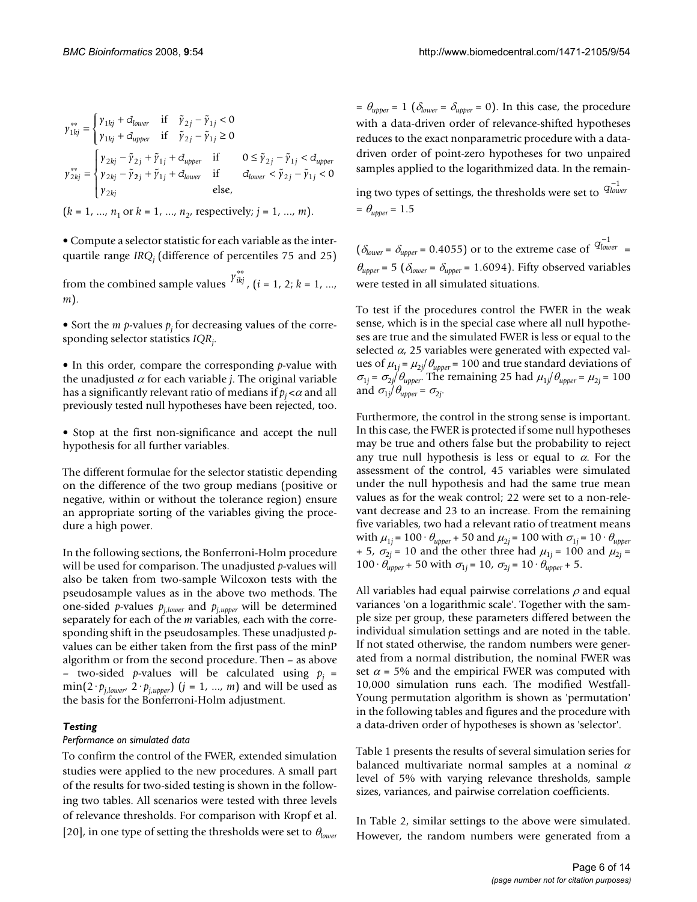$$
y_{1kj}^{**} = \begin{cases} y_{1kj} + d_{lower} & \text{if} \quad \tilde{y}_{2j} - \tilde{y}_{1j} < 0 \\ y_{1kj} + d_{upper} & \text{if} \quad \tilde{y}_{2j} - \tilde{y}_{1j} \geq 0 \end{cases}
$$

$$
y_{2kj}^{**} = \begin{cases} y_{2kj} - \tilde{y}_{2j} + \tilde{y}_{1j} + d_{upper} & \text{if} \quad 0 \leq \tilde{y}_{2j} - \tilde{y}_{1j} < d_{upper} \\ y_{2kj} - \tilde{y}_{2j} + \tilde{y}_{1j} + d_{lower} & \text{if} \quad d_{lower} < \tilde{y}_{2j} - \tilde{y}_{1j} < 0 \\ y_{2kj} & \text{else,} \end{cases}
$$

($k = 1, ..., n_1$ or $k = 1, ..., n_2$, respectively; $j = 1, ..., m$).

- Compute a selector statistic for each variable as the interquartile range $IRQ_j$ (difference of percentiles 75 and 25) from the combined sample values $y_{ikj}^{**}$, ($i = 1, 2$; $k = 1, ..., m$).

- Sort the $m$ $p$-values $p_j$ for decreasing values of the corresponding selector statistics $IQR_j$.

- In this order, compare the corresponding $p$-value with the unadjusted $\alpha$ for each variable $j$. The original variable has a significantly relevant ratio of medians if $p_j < \alpha$ and all previously tested null hypotheses have been rejected, too.

- Stop at the first non-significance and accept the null hypothesis for all further variables.

The different formulae for the selector statistic depending on the difference of the two group medians (positive or negative, within or without the tolerance region) ensure an appropriate sorting of the variables giving the procedure a high power.

In the following sections, the Bonferroni-Holm procedure will be used for comparison. The unadjusted $p$-values will also be taken from two-sample Wilcoxon tests with the pseudosample values as in the above two methods. The one-sided $p$-values $p_{j,lower}$ and $p_{j,upper}$ will be determined separately for each of the $m$ variables, each with the corresponding shift in the pseudosamples. These unadjusted $p$-values can be either taken from the first pass of the minP algorithm or from the second procedure. Then – as above – two-sided $p$-values will be calculated using $p_j = \min(2 \cdot p_{j,lower}, 2 \cdot p_{j,upper})$ ($j = 1, ..., m$) and will be used as the basis for the Bonferroni-Holm adjustment.

### *Testing*

#### *Performance on simulated data*

To confirm the control of the FWER, extended simulation studies were applied to the new procedures. A small part of the results for two-sided testing is shown in the following two tables. All scenarios were tested with three levels of relevance thresholds. For comparison with Kropf et al. [20], in one type of setting the thresholds were set to $\theta_{lower} = \theta_{upper} = 1$ ($\delta_{lower} = \delta_{upper} = 0$). In this case, the procedure with a data-driven order of relevance-shifted hypotheses reduces to the exact nonparametric procedure with a data-driven order of point-zero hypotheses for two unpaired samples applied to the logarithmized data. In the remaining two types of settings, the thresholds were set to $q_{lower}^{-1} = \theta_{upper} = 1.5$

($\delta_{lower} = \delta_{upper} = 0.4055$) or to the extreme case of $q_{lower}^{-1} = \theta_{upper} = 5$ ($\delta_{lower} = \delta_{upper} = 1.6094$). Fifty observed variables were tested in all simulated situations.

To test if the procedures control the FWER in the weak sense, which is in the special case where all null hypotheses are true and the simulated FWER is less or equal to the selected $\alpha$, 25 variables were generated with expected values of $\mu_{1j} = \mu_{2j}/\theta_{upper} = 100$ and true standard deviations of $\sigma_{1j} = \sigma_{2j}/\theta_{upper}$. The remaining 25 had $\mu_{1j}/\theta_{upper} = \mu_{2j} = 100$ and $\sigma_{1j}/\theta_{upper} = \sigma_{2j}$.

Furthermore, the control in the strong sense is important. In this case, the FWER is protected if some null hypotheses may be true and others false but the probability to reject any true null hypothesis is less or equal to $\alpha$. For the assessment of the control, 45 variables were simulated under the null hypothesis and had the same true mean values as for the weak control; 22 were set to a non-relevant decrease and 23 to an increase. From the remaining five variables, two had a relevant ratio of treatment means with $\mu_{1j} = 100 \cdot \theta_{upper} + 50$ and $\mu_{2j} = 100$ with $\sigma_{1j} = 10 \cdot \theta_{upper} + 5$, $\sigma_{2j} = 10$ and the other three had $\mu_{1j} = 100$ and $\mu_{2j} = 100 \cdot \theta_{upper} + 50$ with $\sigma_{1j} = 10$, $\sigma_{2j} = 10 \cdot \theta_{upper} + 5$.

All variables had equal pairwise correlations $\rho$ and equal variances 'on a logarithmic scale'. Together with the sample size per group, these parameters differed between the individual simulation settings and are noted in the table. If not stated otherwise, the random numbers were generated from a normal distribution, the nominal FWER was set $\alpha = 5\%$ and the empirical FWER was computed with 10,000 simulation runs each. The modified Westfall-Young permutation algorithm is shown as 'permutation' in the following tables and figures and the procedure with a data-driven order of hypotheses is shown as 'selector'.

Table 1 presents the results of several simulation series for balanced multivariate normal samples at a nominal $\alpha$ level of 5% with varying relevance thresholds, sample sizes, variances, and pairwise correlation coefficients.

In Table 2, similar settings to the above were simulated. However, the random numbers were generated from a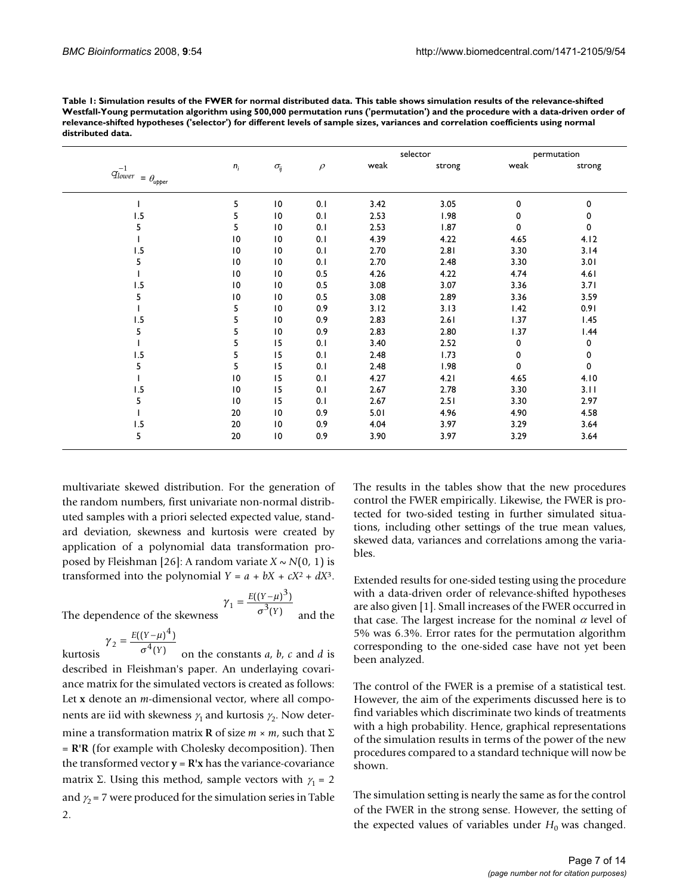**Table 1: Simulation results of the FWER for normal distributed data. This table shows simulation results of the relevance-shifted Westfall-Young permutation algorithm using 500,000 permutation runs ('permutation') and the procedure with a data-driven order of relevance-shifted hypotheses ('selector') for different levels of sample sizes, variances and correlation coefficients using normal distributed data.**

| $\vartheta_{lower}^{-1} = \theta_{upper}$ | $n_i$ | $\sigma_{ij}$ | $\rho$ | selector | | permutation | |
|---|---|---|---|---|---|---|---|
| | | | | weak | strong | weak | strong |
| 1 | 5 | 10 | 0.1 | 3.42 | 3.05 | 0 | 0 |
| 1.5 | 5 | 10 | 0.1 | 2.53 | 1.98 | 0 | 0 |
| 5 | 5 | 10 | 0.1 | 2.53 | 1.87 | 0 | 0 |
| 1 | 10 | 10 | 0.1 | 4.39 | 4.22 | 4.65 | 4.12 |
| 1.5 | 10 | 10 | 0.1 | 2.70 | 2.81 | 3.30 | 3.14 |
| 5 | 10 | 10 | 0.1 | 2.70 | 2.48 | 3.30 | 3.01 |
| 1 | 10 | 10 | 0.5 | 4.26 | 4.22 | 4.74 | 4.61 |
| 1.5 | 10 | 10 | 0.5 | 3.08 | 3.07 | 3.36 | 3.71 |
| 5 | 10 | 10 | 0.5 | 3.08 | 2.89 | 3.36 | 3.59 |
| 1 | 5 | 10 | 0.9 | 3.12 | 3.13 | 1.42 | 0.91 |
| 1.5 | 5 | 10 | 0.9 | 2.83 | 2.61 | 1.37 | 1.45 |
| 5 | 5 | 10 | 0.9 | 2.83 | 2.80 | 1.37 | 1.44 |
| 1 | 5 | 15 | 0.1 | 3.40 | 2.52 | 0 | 0 |
| 1.5 | 5 | 15 | 0.1 | 2.48 | 1.73 | 0 | 0 |
| 5 | 5 | 15 | 0.1 | 2.48 | 1.98 | 0 | 0 |
| 1 | 10 | 15 | 0.1 | 4.27 | 4.21 | 4.65 | 4.10 |
| 1.5 | 10 | 15 | 0.1 | 2.67 | 2.78 | 3.30 | 3.11 |
| 5 | 10 | 15 | 0.1 | 2.67 | 2.51 | 3.30 | 2.97 |
| 1 | 20 | 10 | 0.9 | 5.01 | 4.96 | 4.90 | 4.58 |
| 1.5 | 20 | 10 | 0.9 | 4.04 | 3.97 | 3.29 | 3.64 |
| 5 | 20 | 10 | 0.9 | 3.90 | 3.97 | 3.29 | 3.64 |

multivariate skewed distribution. For the generation of the random numbers, first univariate non-normal distributed samples with a priori selected expected value, standard deviation, skewness and kurtosis were created by application of a polynomial data transformation proposed by Fleishman [26]: A random variate $X \sim N(0, 1)$ is transformed into the polynomial $Y = a + bX + cX^2 + dX^3$. The dependence of the skewness $\gamma_1 = \frac{E((Y-\mu)^3)}{\sigma^3(Y)}$ and the kurtosis $\gamma_2 = \frac{E((Y-\mu)^4)}{\sigma^4(Y)}$ on the constants $a$, $b$, $c$ and $d$ is described in Fleishman's paper. An underlaying covariance matrix for the simulated vectors is created as follows: Let $\mathbf{x}$ denote an $m$-dimensional vector, where all components are iid with skewness $\gamma_1$ and kurtosis $\gamma_2$. Now determine a transformation matrix $\mathbf{R}$ of size $m \times m$, such that $\Sigma = \mathbf{R'R}$ (for example with Cholesky decomposition). Then the transformed vector $\mathbf{y} = \mathbf{R'x}$ has the variance-covariance matrix $\Sigma$. Using this method, sample vectors with $\gamma_1 = 2$ and $\gamma_2 = 7$ were produced for the simulation series in Table 2.

The results in the tables show that the new procedures control the FWER empirically. Likewise, the FWER is protected for two-sided testing in further simulated situations, including other settings of the true mean values, skewed data, variances and correlations among the variables.

Extended results for one-sided testing using the procedure with a data-driven order of relevance-shifted hypotheses are also given [1]. Small increases of the FWER occurred in that case. The largest increase for the nominal $\alpha$ level of 5% was 6.3%. Error rates for the permutation algorithm corresponding to the one-sided case have not yet been analyzed.

The control of the FWER is a premise of a statistical test. However, the aim of the experiments discussed here is to find variables which discriminate two kinds of treatments with a high probability. Hence, graphical representations of the simulation results in terms of the power of the new procedures compared to a standard technique will now be shown.

The simulation setting is nearly the same as for the control of the FWER in the strong sense. However, the setting of the expected values of variables under $H_0$ was changed.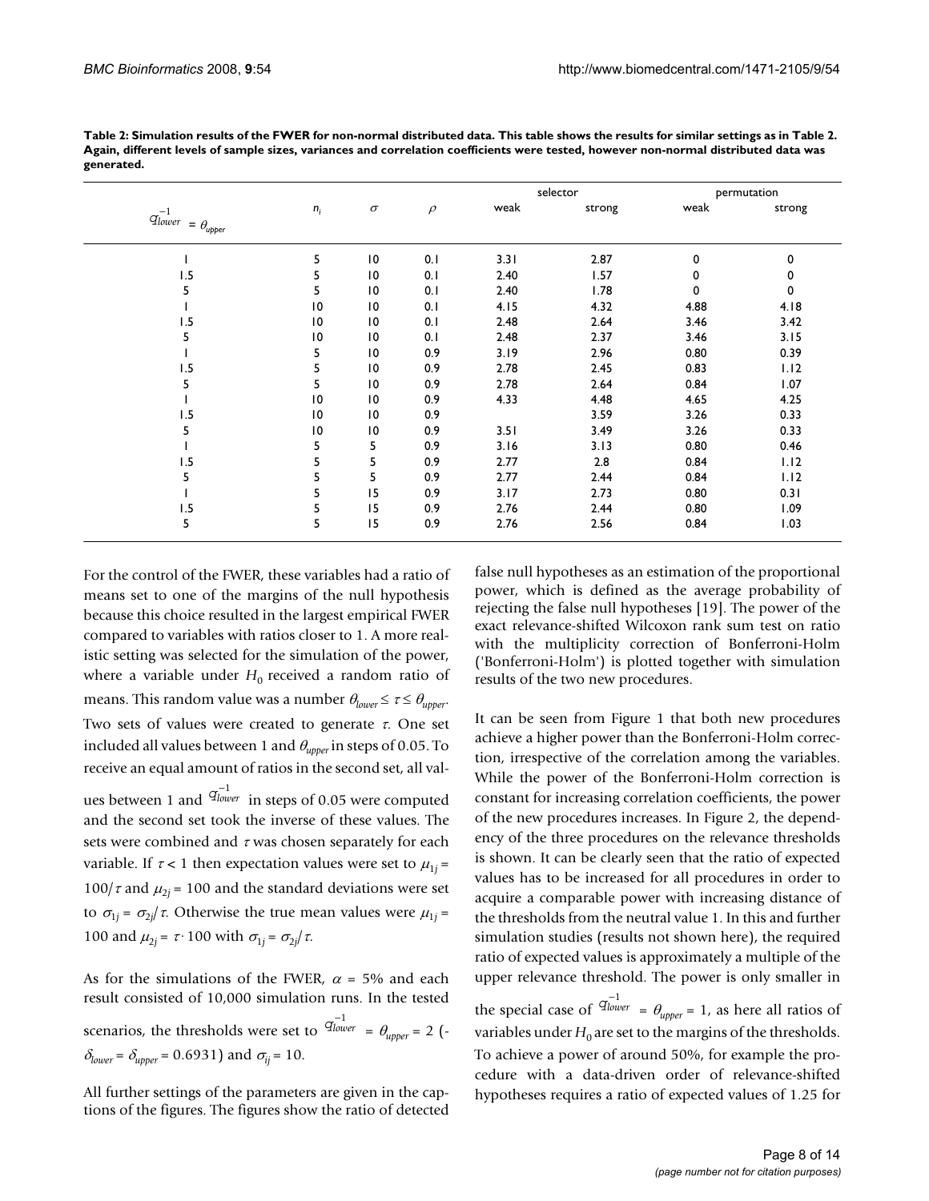**Table 2: Simulation results of the FWER for non-normal distributed data. This table shows the results for similar settings as in Table 2. Again, different levels of sample sizes, variances and correlation coefficients were tested, however non-normal distributed data was generated.**

| $q_{lower}^{-1} = \theta_{upper}$ | $n_i$ | $\sigma$ | $\rho$ | selector | | permutation | |
|---|---|---|---|---|---|---|---|
| | | | | weak | strong | weak | strong |
| 1 | 5 | 10 | 0.1 | 3.31 | 2.87 | 0 | 0 |
| 1.5 | 5 | 10 | 0.1 | 2.40 | 1.57 | 0 | 0 |
| 5 | 5 | 10 | 0.1 | 2.40 | 1.78 | 0 | 0 |
| 1 | 10 | 10 | 0.1 | 4.15 | 4.32 | 4.88 | 4.18 |
| 1.5 | 10 | 10 | 0.1 | 2.48 | 2.64 | 3.46 | 3.42 |
| 5 | 10 | 10 | 0.1 | 2.48 | 2.37 | 3.46 | 3.15 |
| 1 | 5 | 10 | 0.9 | 3.19 | 2.96 | 0.80 | 0.39 |
| 1.5 | 5 | 10 | 0.9 | 2.78 | 2.45 | 0.83 | 1.12 |
| 5 | 5 | 10 | 0.9 | 2.78 | 2.64 | 0.84 | 1.07 |
| 1 | 10 | 10 | 0.9 | 4.33 | 4.48 | 4.65 | 4.25 |
| 1.5 | 10 | 10 | 0.9 | | 3.59 | 3.26 | 0.33 |
| 5 | 10 | 10 | 0.9 | 3.51 | 3.49 | 3.26 | 0.33 |
| 1 | 5 | 5 | 0.9 | 3.16 | 3.13 | 0.80 | 0.46 |
| 1.5 | 5 | 5 | 0.9 | 2.77 | 2.8 | 0.84 | 1.12 |
| 5 | 5 | 5 | 0.9 | 2.77 | 2.44 | 0.84 | 1.12 |
| 1 | 5 | 15 | 0.9 | 3.17 | 2.73 | 0.80 | 0.31 |
| 1.5 | 5 | 15 | 0.9 | 2.76 | 2.44 | 0.80 | 1.09 |
| 5 | 5 | 15 | 0.9 | 2.76 | 2.56 | 0.84 | 1.03 |

For the control of the FWER, these variables had a ratio of means set to one of the margins of the null hypothesis because this choice resulted in the largest empirical FWER compared to variables with ratios closer to 1. A more realistic setting was selected for the simulation of the power, where a variable under $H_0$ received a random ratio of means. This random value was a number $\theta_{lower} \leq \tau \leq \theta_{upper}$. Two sets of values were created to generate $\tau$. One set included all values between 1 and $\theta_{upper}$ in steps of 0.05. To receive an equal amount of ratios in the second set, all values between 1 and $q_{lower}^{-1}$ in steps of 0.05 were computed and the second set took the inverse of these values. The sets were combined and $\tau$ was chosen separately for each variable. If $\tau < 1$ then expectation values were set to $\mu_{1j} = 100/\tau$ and $\mu_{2j} = 100$ and the standard deviations were set to $\sigma_{1j} = \sigma_{2j}/\tau$. Otherwise the true mean values were $\mu_{1j} = 100$ and $\mu_{2j} = \tau \cdot 100$ with $\sigma_{1j} = \sigma_{2j}/\tau$.

As for the simulations of the FWER, $\alpha = 5\%$ and each result consisted of 10,000 simulation runs. In the tested scenarios, the thresholds were set to $q_{lower}^{-1} = \theta_{upper} = 2$ ($-\delta_{lower} = \delta_{upper} = 0.6931$) and $\sigma_{ij} = 10$.

All further settings of the parameters are given in the captions of the figures. The figures show the ratio of detected false null hypotheses as an estimation of the proportional power, which is defined as the average probability of rejecting the false null hypotheses [19]. The power of the exact relevance-shifted Wilcoxon rank sum test on ratio with the multiplicity correction of Bonferroni-Holm ('Bonferroni-Holm') is plotted together with simulation results of the two new procedures.

It can be seen from Figure 1 that both new procedures achieve a higher power than the Bonferroni-Holm correction, irrespective of the correlation among the variables. While the power of the Bonferroni-Holm correction is constant for increasing correlation coefficients, the power of the new procedures increases. In Figure 2, the dependency of the three procedures on the relevance thresholds is shown. It can be clearly seen that the ratio of expected values has to be increased for all procedures in order to acquire a comparable power with increasing distance of the thresholds from the neutral value 1. In this and further simulation studies (results not shown here), the required ratio of expected values is approximately a multiple of the upper relevance threshold. The power is only smaller in the special case of $q_{lower}^{-1} = \theta_{upper} = 1$, as here all ratios of variables under $H_0$ are set to the margins of the thresholds. To achieve a power of around 50%, for example the procedure with a data-driven order of relevance-shifted hypotheses requires a ratio of expected values of 1.25 for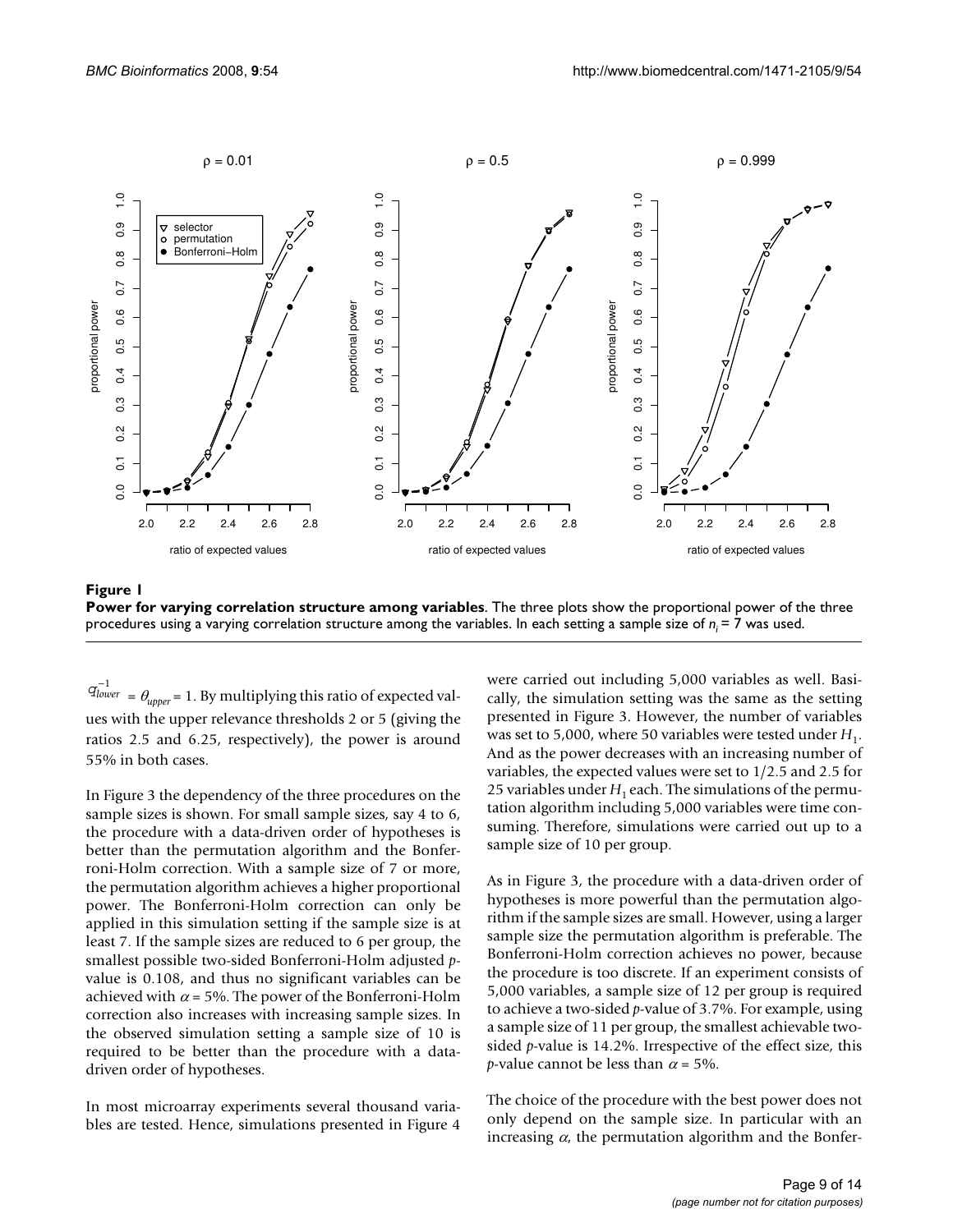ρ = 0.01

ρ = 0.5

ρ = 0.999

selector
permutation
Bonferroni–Holm

proportional power

0.0
0.1
0.2
0.3
0.4
0.5
0.6
0.7
0.8
0.9
1.0

2.0
2.2
2.4
2.6
2.8

ratio of expected values

**Figure 1**

**Power for varying correlation structure among variables**. The three plots show the proportional power of the three procedures using a varying correlation structure among the variables. In each setting a sample size of $n_i = 7$ was used.

$q_{lower}^{-1} = \theta_{upper} = 1$. By multiplying this ratio of expected values with the upper relevance thresholds 2 or 5 (giving the ratios 2.5 and 6.25, respectively), the power is around 55% in both cases.

In Figure 3 the dependency of the three procedures on the sample sizes is shown. For small sample sizes, say 4 to 6, the procedure with a data-driven order of hypotheses is better than the permutation algorithm and the Bonferroni-Holm correction. With a sample size of 7 or more, the permutation algorithm achieves a higher proportional power. The Bonferroni-Holm correction can only be applied in this simulation setting if the sample size is at least 7. If the sample sizes are reduced to 6 per group, the smallest possible two-sided Bonferroni-Holm adjusted *p*-value is 0.108, and thus no significant variables can be achieved with $\alpha = 5\%$. The power of the Bonferroni-Holm correction also increases with increasing sample sizes. In the observed simulation setting a sample size of 10 is required to be better than the procedure with a data-driven order of hypotheses.

In most microarray experiments several thousand variables are tested. Hence, simulations presented in Figure 4 were carried out including 5,000 variables as well. Basically, the simulation setting was the same as the setting presented in Figure 3. However, the number of variables was set to 5,000, where 50 variables were tested under $H_1$. And as the power decreases with an increasing number of variables, the expected values were set to 1/2.5 and 2.5 for 25 variables under $H_1$ each. The simulations of the permutation algorithm including 5,000 variables were time consuming. Therefore, simulations were carried out up to a sample size of 10 per group.

As in Figure 3, the procedure with a data-driven order of hypotheses is more powerful than the permutation algorithm if the sample sizes are small. However, using a larger sample size the permutation algorithm is preferable. The Bonferroni-Holm correction achieves no power, because the procedure is too discrete. If an experiment consists of 5,000 variables, a sample size of 12 per group is required to achieve a two-sided *p*-value of 3.7%. For example, using a sample size of 11 per group, the smallest achievable two-sided *p*-value is 14.2%. Irrespective of the effect size, this *p*-value cannot be less than $\alpha = 5\%$.

The choice of the procedure with the best power does not only depend on the sample size. In particular with an increasing $\alpha$, the permutation algorithm and the Bonfer-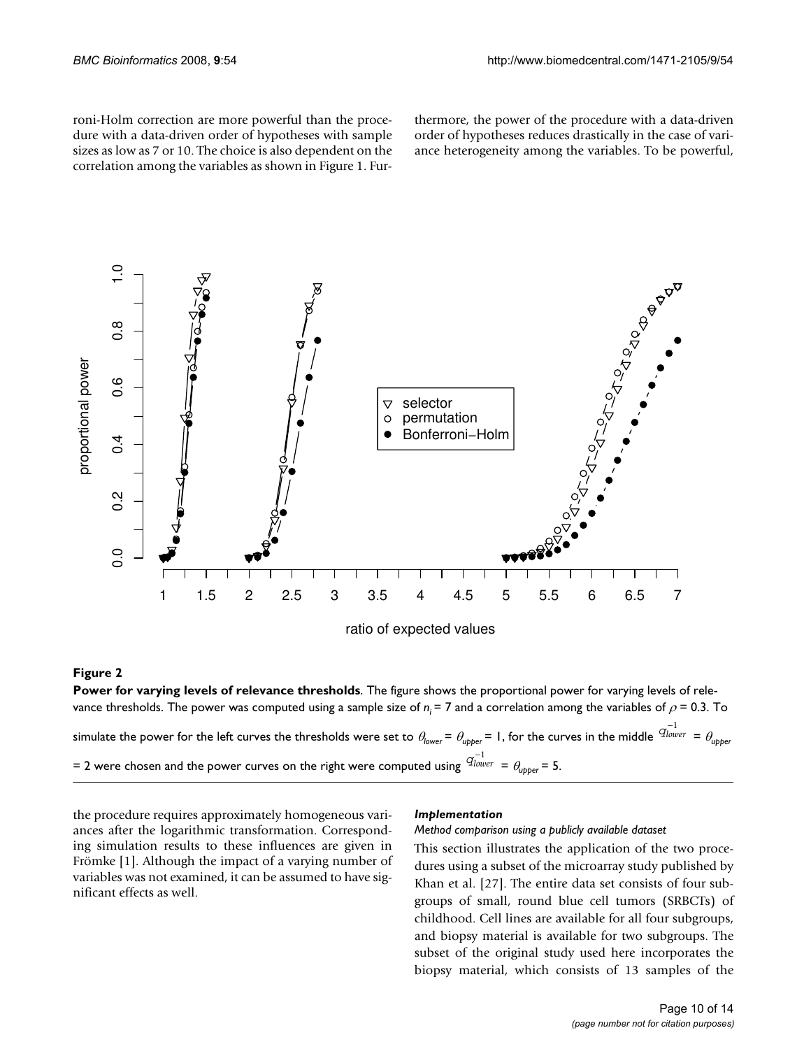roni-Holm correction are more powerful than the procedure with a data-driven order of hypotheses with sample sizes as low as 7 or 10. The choice is also dependent on the correlation among the variables as shown in Figure 1. Furthermore, the power of the procedure with a data-driven order of hypotheses reduces drastically in the case of variance heterogeneity among the variables. To be powerful,

proportional power

0.0
0.2
0.4
0.6
0.8
1.0

1
1.5
2
2.5
3
3.5
4
4.5
5
5.5
6
6.5
7

ratio of expected values

selector
permutation
Bonferroni–Holm

**Figure 2**

**Power for varying levels of relevance thresholds**. The figure shows the proportional power for varying levels of relevance thresholds. The power was computed using a sample size of $n_i = 7$ and a correlation among the variables of $\rho = 0.3$. To simulate the power for the left curves the thresholds were set to $\theta_{lower} = \theta_{upper} = 1$, for the curves in the middle $\theta_{lower}^{-1} = \theta_{upper} = 2$ were chosen and the power curves on the right were computed using $\theta_{lower}^{-1} = \theta_{upper} = 5$.

the procedure requires approximately homogeneous variances after the logarithmic transformation. Corresponding simulation results to these influences are given in Frömke [1]. Although the impact of a varying number of variables was not examined, it can be assumed to have significant effects as well.

### *Implementation*

#### *Method comparison using a publicly available dataset*

This section illustrates the application of the two procedures using a subset of the microarray study published by Khan et al. [27]. The entire data set consists of four subgroups of small, round blue cell tumors (SRBCTs) of childhood. Cell lines are available for all four subgroups, and biopsy material is available for two subgroups. The subset of the original study used here incorporates the biopsy material, which consists of 13 samples of the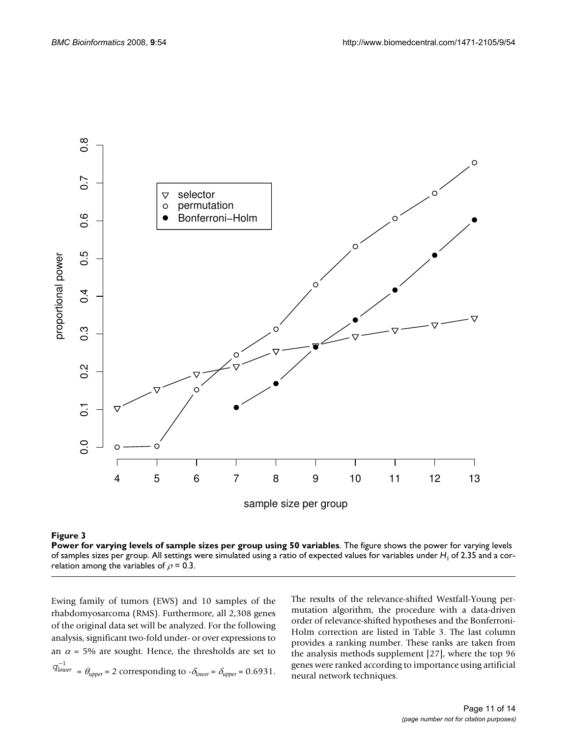0.8
0.7
0.6
0.5
0.4
0.3
0.2
0.1
0.0

proportional power

selector
permutation
Bonferroni−Holm

4 5 6 7 8 9 10 11 12 13

sample size per group

**Figure 3**

**Power for varying levels of sample sizes per group using 50 variables**. The figure shows the power for varying levels of samples sizes per group. All settings were simulated using a ratio of expected values for variables under $H_1$ of 2.35 and a correlation among the variables of $\rho = 0.3$.

Ewing family of tumors (EWS) and 10 samples of the rhabdomyosarcoma (RMS). Furthermore, all 2,308 genes of the original data set will be analyzed. For the following analysis, significant two-fold under- or over expressions to an $\alpha = 5\%$ are sought. Hence, the thresholds are set to $\theta_{lower}^{-1} = \theta_{upper} = 2$ corresponding to $-\delta_{lower} = \delta_{upper} = 0.6931$.

The results of the relevance-shifted Westfall-Young permutation algorithm, the procedure with a data-driven order of relevance-shifted hypotheses and the Bonferroni-Holm correction are listed in Table 3. The last column provides a ranking number. These ranks are taken from the analysis methods supplement [27], where the top 96 genes were ranked according to importance using artificial neural network techniques.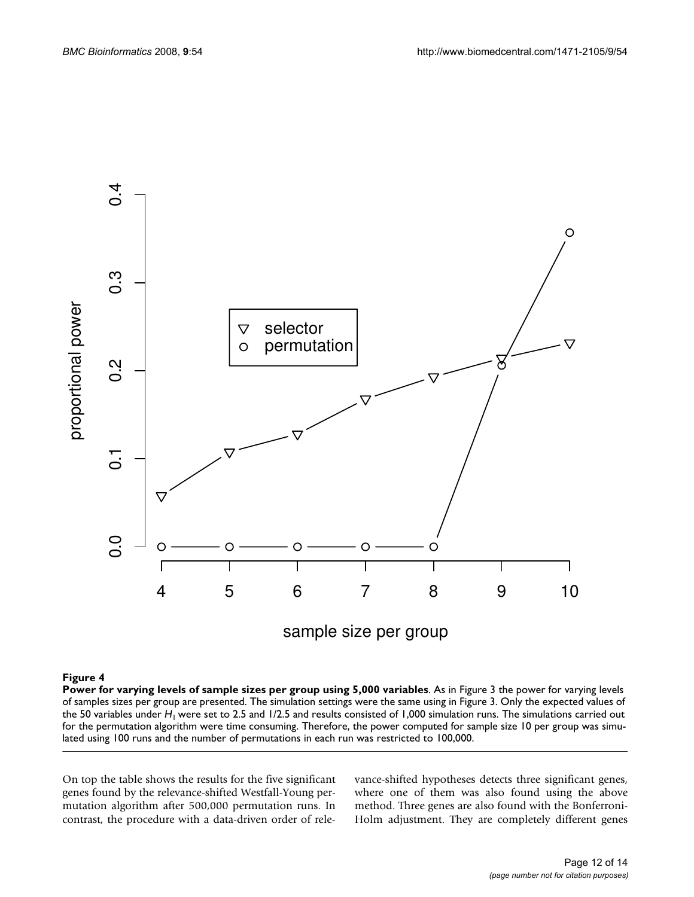0.4

0.3

0.2

0.1

0.0

proportional power

selector

permutation

4

5

6

7

8

9

10

sample size per group

**Figure 4**

**Power for varying levels of sample sizes per group using 5,000 variables**. As in Figure 3 the power for varying levels of samples sizes per group are presented. The simulation settings were the same using in Figure 3. Only the expected values of the 50 variables under $H_1$ were set to 2.5 and 1/2.5 and results consisted of 1,000 simulation runs. The simulations carried out for the permutation algorithm were time consuming. Therefore, the power computed for sample size 10 per group was simulated using 100 runs and the number of permutations in each run was restricted to 100,000.

On top the table shows the results for the five significant genes found by the relevance-shifted Westfall-Young permutation algorithm after 500,000 permutation runs. In contrast, the procedure with a data-driven order of relevance-shifted hypotheses detects three significant genes, where one of them was also found using the above method. Three genes are also found with the Bonferroni-Holm adjustment. They are completely different genes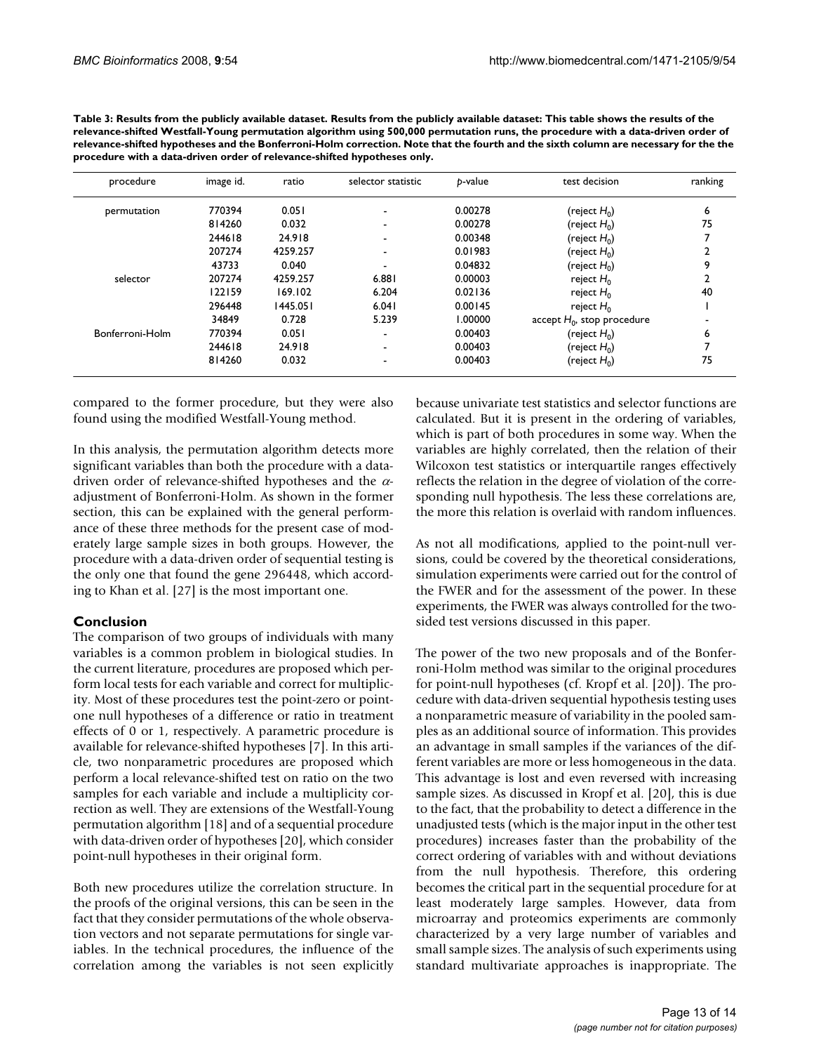**Table 3: Results from the publicly available dataset. Results from the publicly available dataset: This table shows the results of the relevance-shifted Westfall-Young permutation algorithm using 500,000 permutation runs, the procedure with a data-driven order of relevance-shifted hypotheses and the Bonferroni-Holm correction. Note that the fourth and the sixth column are necessary for the the procedure with a data-driven order of relevance-shifted hypotheses only.**

| procedure | image id. | ratio | selector statistic | $p$-value | test decision | ranking |
|---|---|---|---|---|---|---|
| permutation | 770394 | 0.051 | - | 0.00278 | (reject $H_0$) | 6 |
| | 814260 | 0.032 | - | 0.00278 | (reject $H_0$) | 75 |
| | 244618 | 24.918 | - | 0.00348 | (reject $H_0$) | 7 |
| | 207274 | 4259.257 | - | 0.01983 | (reject $H_0$) | 2 |
| | 43733 | 0.040 | - | 0.04832 | (reject $H_0$) | 9 |
| selector | 207274 | 4259.257 | 6.881 | 0.00003 | reject $H_0$ | 2 |
| | 122159 | 169.102 | 6.204 | 0.02136 | reject $H_0$ | 40 |
| | 296448 | 1445.051 | 6.041 | 0.00145 | reject $H_0$ | 1 |
| | 34849 | 0.728 | 5.239 | 1.00000 | accept $H_0$, stop procedure | - |
| Bonferroni-Holm | 770394 | 0.051 | - | 0.00403 | (reject $H_0$) | 6 |
| | 244618 | 24.918 | - | 0.00403 | (reject $H_0$) | 7 |
| | 814260 | 0.032 | - | 0.00403 | (reject $H_0$) | 75 |

compared to the former procedure, but they were also found using the modified Westfall-Young method.

In this analysis, the permutation algorithm detects more significant variables than both the procedure with a data-driven order of relevance-shifted hypotheses and the $\alpha$-adjustment of Bonferroni-Holm. As shown in the former section, this can be explained with the general performance of these three methods for the present case of moderately large sample sizes in both groups. However, the procedure with a data-driven order of sequential testing is the only one that found the gene 296448, which according to Khan et al. [27] is the most important one.

## Conclusion

The comparison of two groups of individuals with many variables is a common problem in biological studies. In the current literature, procedures are proposed which perform local tests for each variable and correct for multiplicity. Most of these procedures test the point-zero or point-one null hypotheses of a difference or ratio in treatment effects of 0 or 1, respectively. A parametric procedure is available for relevance-shifted hypotheses [7]. In this article, two nonparametric procedures are proposed which perform a local relevance-shifted test on ratio on the two samples for each variable and include a multiplicity correction as well. They are extensions of the Westfall-Young permutation algorithm [18] and of a sequential procedure with data-driven order of hypotheses [20], which consider point-null hypotheses in their original form.

Both new procedures utilize the correlation structure. In the proofs of the original versions, this can be seen in the fact that they consider permutations of the whole observation vectors and not separate permutations for single variables. In the technical procedures, the influence of the correlation among the variables is not seen explicitly because univariate test statistics and selector functions are calculated. But it is present in the ordering of variables, which is part of both procedures in some way. When the variables are highly correlated, then the relation of their Wilcoxon test statistics or interquartile ranges effectively reflects the relation in the degree of violation of the corresponding null hypothesis. The less these correlations are, the more this relation is overlaid with random influences.

As not all modifications, applied to the point-null versions, could be covered by the theoretical considerations, simulation experiments were carried out for the control of the FWER and for the assessment of the power. In these experiments, the FWER was always controlled for the two-sided test versions discussed in this paper.

The power of the two new proposals and of the Bonferroni-Holm method was similar to the original procedures for point-null hypotheses (cf. Kropf et al. [20]). The procedure with data-driven sequential hypothesis testing uses a nonparametric measure of variability in the pooled samples as an additional source of information. This provides an advantage in small samples if the variances of the different variables are more or less homogeneous in the data. This advantage is lost and even reversed with increasing sample sizes. As discussed in Kropf et al. [20], this is due to the fact, that the probability to detect a difference in the unadjusted tests (which is the major input in the other test procedures) increases faster than the probability of the correct ordering of variables with and without deviations from the null hypothesis. Therefore, this ordering becomes the critical part in the sequential procedure for at least moderately large samples. However, data from microarray and proteomics experiments are commonly characterized by a very large number of variables and small sample sizes. The analysis of such experiments using standard multivariate approaches is inappropriate. The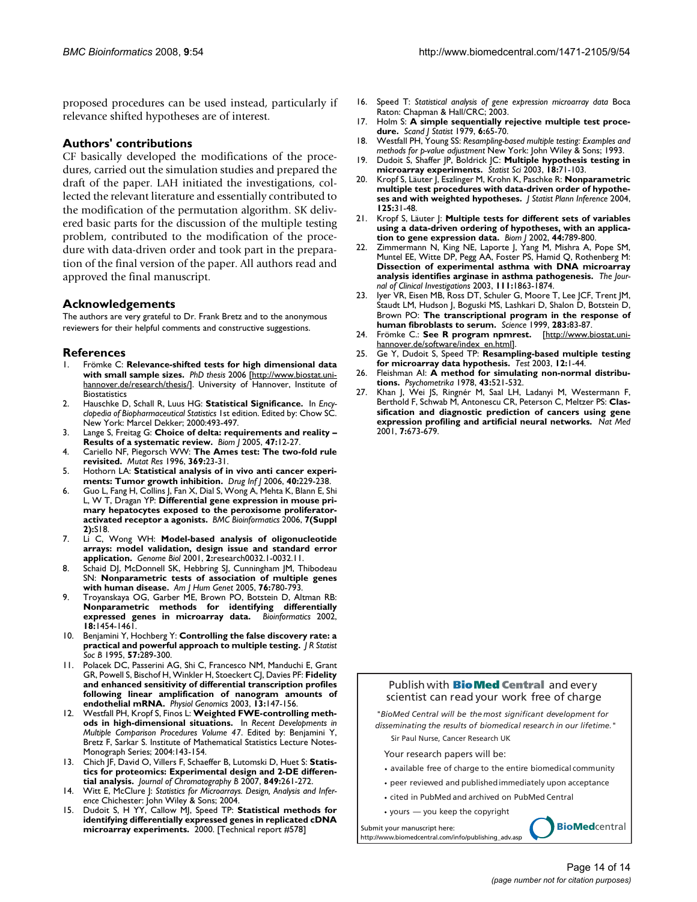proposed procedures can be used instead, particularly if relevance shifted hypotheses are of interest.

## Authors' contributions

CF basically developed the modifications of the procedures, carried out the simulation studies and prepared the draft of the paper. LAH initiated the investigations, collected the relevant literature and essentially contributed to the modification of the permutation algorithm. SK delivered basic parts for the discussion of the multiple testing problem, contributed to the modification of the procedure with data-driven order and took part in the preparation of the final version of the paper. All authors read and approved the final manuscript.

## Acknowledgements

The authors are very grateful to Dr. Frank Bretz and to the anonymous reviewers for their helpful comments and constructive suggestions.

## References

1. Frömke C: **Relevance-shifted tests for high dimensional data with small sample sizes.** *PhD thesis* 2006 [http://www.biostat.uni-hannover.de/research/thesis/]. University of Hannover, Institute of Biostatistics
2. Hauschke D, Schall R, Luus HG: **Statistical Significance.** In *Encyclopedia of Biopharmaceutical Statistics* 1st edition. Edited by: Chow SC. New York: Marcel Dekker; 2000:493-497.
3. Lange S, Freitag G: **Choice of delta: requirements and reality – Results of a systematic review.** *Biom J* 2005, **47:**12-27.
4. Cariello NF, Piegorsch WW: **The Ames test: The two-fold rule revisited.** *Mutat Res* 1996, **369:**23-31.
5. Hothorn LA: **Statistical analysis of in vivo anti cancer experiments: Tumor growth inhibition.** *Drug Inf J* 2006, **40:**229-238.
6. Guo L, Fang H, Collins J, Fan X, Dial S, Wong A, Mehta K, Blann E, Shi L, W T, Dragan YP: **Differential gene expression in mouse primary hepatocytes exposed to the peroxisome proliferator-activated receptor a agonists.** *BMC Bioinformatics* 2006, **7(Suppl 2):**S18.
7. Li C, Wong WH: **Model-based analysis of oligonucleotide arrays: model validation, design issue and standard error application.** *Genome Biol* 2001, **2:**research0032.1-0032.11.
8. Schaid DJ, McDonnell SK, Hebbring SJ, Cunningham JM, Thibodeau SN: **Nonparametric tests of association of multiple genes with human disease.** *Am J Hum Genet* 2005, **76:**780-793.
9. Troyanskaya OG, Garber ME, Brown PO, Botstein D, Altman RB: **Nonparametric methods for identifying differentially expressed genes in microarray data.** *Bioinformatics* 2002, **18:**1454-1461.
10. Benjamini Y, Hochberg Y: **Controlling the false discovery rate: a practical and powerful approach to multiple testing.** *J R Statist Soc B* 1995, **57:**289-300.
11. Polacek DC, Passerini AG, Shi C, Francesco NM, Manduchi E, Grant GR, Powell S, Bischof H, Winkler H, Stoeckert CJ, Davies PF: **Fidelity and enhanced sensitivity of differential transcription profiles following linear amplification of nanogram amounts of endothelial mRNA.** *Physiol Genomics* 2003, **13:**147-156.
12. Westfall PH, Kropf S, Finos L: **Weighted FWE-controlling methods in high-dimensional situations.** In *Recent Developments in Multiple Comparison Procedures Volume 47*. Edited by: Benjamini Y, Bretz F, Sarkar S. Institute of Mathematical Statistics Lecture Notes-Monograph Series; 2004:143-154.
13. Chich JF, David O, Villers F, Schaeffer B, Lutomski D, Huet S: **Statistics for proteomics: Experimental design and 2-DE differential analysis.** *Journal of Chromatography B* 2007, **849:**261-272.
14. Witt E, McClure J: *Statistics for Microarrays. Design, Analysis and Inference* Chichester: John Wiley & Sons; 2004.
15. Dudoit S, H YY, Callow MJ, Speed TP: **Statistical methods for identifying differentially expressed genes in replicated cDNA microarray experiments.** 2000. [Technical report #578]
16. Speed T: *Statistical analysis of gene expression microarray data* Boca Raton: Chapman & Hall/CRC; 2003.
17. Holm S: **A simple sequentially rejective multiple test procedure.** *Scand J Statist* 1979, **6:**65-70.
18. Westfall PH, Young SS: *Resampling-based multiple testing: Examples and methods for p-value adjustment* New York: John Wiley & Sons; 1993.
19. Dudoit S, Shaffer JP, Boldrick JC: **Multiple hypothesis testing in microarray experiments.** *Statist Sci* 2003, **18:**71-103.
20. Kropf S, Läuter J, Eszlinger M, Krohn K, Paschke R: **Nonparametric multiple test procedures with data-driven order of hypotheses and with weighted hypotheses.** *J Statist Plann Inference* 2004, **125:**31-48.
21. Kropf S, Läuter J: **Multiple tests for different sets of variables using a data-driven ordering of hypotheses, with an application to gene expression data.** *Biom J* 2002, **44:**789-800.
22. Zimmermann N, King NE, Laporte J, Yang M, Mishra A, Pope SM, Muntel EE, Witte DP, Pegg AA, Foster PS, Hamid Q, Rothenberg M: **Dissection of experimental asthma with DNA microarray analysis identifies arginase in asthma pathogenesis.** *The Journal of Clinical Investigations* 2003, **111:**1863-1874.
23. Iyer VR, Eisen MB, Ross DT, Schuler G, Moore T, Lee JCF, Trent JM, Staudt LM, Hudson J, Boguski MS, Lashkari D, Shalon D, Botstein D, Brown PO: **The transcriptional program in the response of human fibroblasts to serum.** *Science* 1999, **283:**83-87.
24. Frömke C.: **See R program npmrest.** [http://www.biostat.uni-hannover.de/software/index_en.html].
25. Ge Y, Dudoit S, Speed TP: **Resampling-based multiple testing for microarray data hypothesis.** *Test* 2003, **12:**1-44.
26. Fleishman AI: **A method for simulating non-normal distributions.** *Psychometrika* 1978, **43:**521-532.
27. Khan J, Wei JS, Ringnér M, Saal LH, Ladanyi M, Westermann F, Berthold F, Schwab M, Antonescu CR, Peterson C, Meltzer PS: **Classification and diagnostic prediction of cancers using gene expression profiling and artificial neural networks.** *Nat Med* 2001, **7:**673-679.

Publish with **BioMed Central** and every scientist can read your work free of charge

*"BioMed Central will be the most significant development for disseminating the results of biomedical research in our lifetime."*
Sir Paul Nurse, Cancer Research UK

Your research papers will be:

- available free of charge to the entire biomedical community
- peer reviewed and published immediately upon acceptance
- cited in PubMed and archived on PubMed Central
- yours — you keep the copyright

Submit your manuscript here:
http://www.biomedcentral.com/info/publishing_adv.asp

BioMedcentral